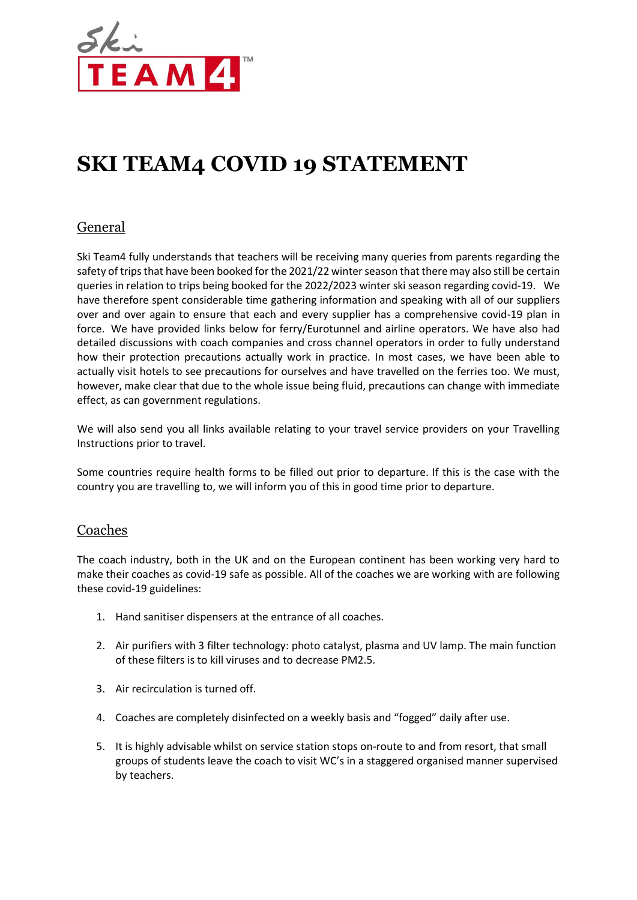# SKI TEAM4 COVID 19 STATEMENT

## General

Ski Team4 fully understands that teachers will be receiving many queries from parents regarding the safety of trips that have been booked for the 2021/22 winter season that there may also still be certain queries in relation to trips being booked for the 2022/2023 winter ski season regarding covid-19. We have therefore spent considerable time gathering information and speaking with all of our suppliers over and over again to ensure that each and every supplier has a comprehensive covid-19 plan in force. We have provided links below for ferry/Eurotunnel and airline operators. We have also had detailed discussions with coach companies and cross channel operators in order to fully understand how their protection precautions actually work in practice. In most cases, we have been able to actually visit hotels to see precautions for ourselves and have travelled on the ferries too. We must, however, make clear that due to the whole issue being fluid, precautions can change with immediate effect, as can government regulations.

We will also send you all links available relating to your travel service providers on your Travelling Instructions prior to travel.

Some countries require health forms to be filled out prior to departure. If this is the case with the country you are travelling to, we will inform you of this in good time prior to departure.

## Coaches

The coach industry, both in the UK and on the European continent has been working very hard to make their coaches as covid-19 safe as possible. All of the coaches we are working with are following these covid-19 guidelines:

1. Hand sanitiser dispensers at the entrance of all coaches.
2. Air purifiers with 3 filter technology: photo catalyst, plasma and UV lamp. The main function of these filters is to kill viruses and to decrease PM2.5.
3. Air recirculation is turned off.
4. Coaches are completely disinfected on a weekly basis and "fogged" daily after use.
5. It is highly advisable whilst on service station stops on-route to and from resort, that small groups of students leave the coach to visit WC's in a staggered organised manner supervised by teachers.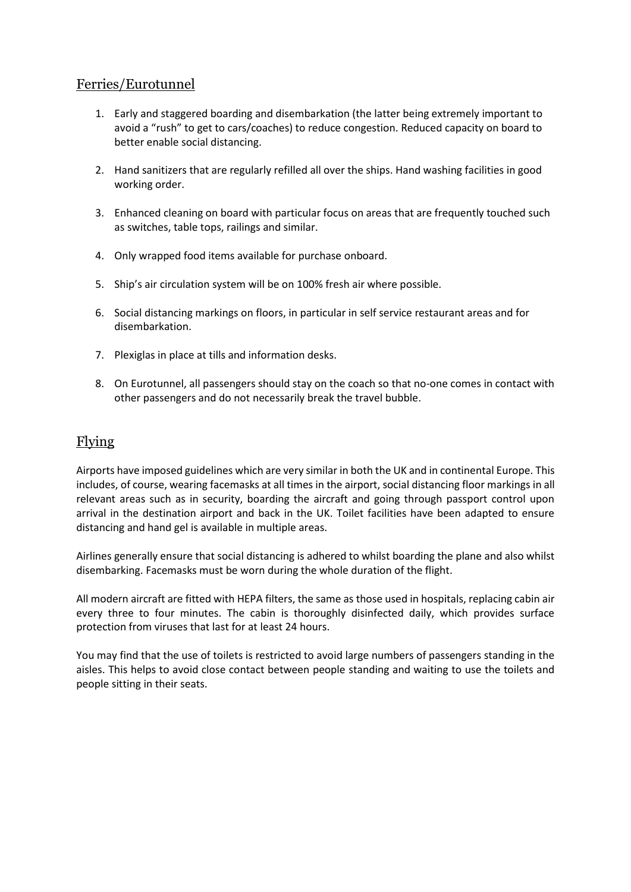## Ferries/Eurotunnel

1. Early and staggered boarding and disembarkation (the latter being extremely important to avoid a "rush" to get to cars/coaches) to reduce congestion. Reduced capacity on board to better enable social distancing.

2. Hand sanitizers that are regularly refilled all over the ships. Hand washing facilities in good working order.

3. Enhanced cleaning on board with particular focus on areas that are frequently touched such as switches, table tops, railings and similar.

4. Only wrapped food items available for purchase onboard.

5. Ship's air circulation system will be on 100% fresh air where possible.

6. Social distancing markings on floors, in particular in self service restaurant areas and for disembarkation.

7. Plexiglas in place at tills and information desks.

8. On Eurotunnel, all passengers should stay on the coach so that no-one comes in contact with other passengers and do not necessarily break the travel bubble.

## Flying

Airports have imposed guidelines which are very similar in both the UK and in continental Europe. This includes, of course, wearing facemasks at all times in the airport, social distancing floor markings in all relevant areas such as in security, boarding the aircraft and going through passport control upon arrival in the destination airport and back in the UK. Toilet facilities have been adapted to ensure distancing and hand gel is available in multiple areas.

Airlines generally ensure that social distancing is adhered to whilst boarding the plane and also whilst disembarking. Facemasks must be worn during the whole duration of the flight.

All modern aircraft are fitted with HEPA filters, the same as those used in hospitals, replacing cabin air every three to four minutes. The cabin is thoroughly disinfected daily, which provides surface protection from viruses that last for at least 24 hours.

You may find that the use of toilets is restricted to avoid large numbers of passengers standing in the aisles. This helps to avoid close contact between people standing and waiting to use the toilets and people sitting in their seats.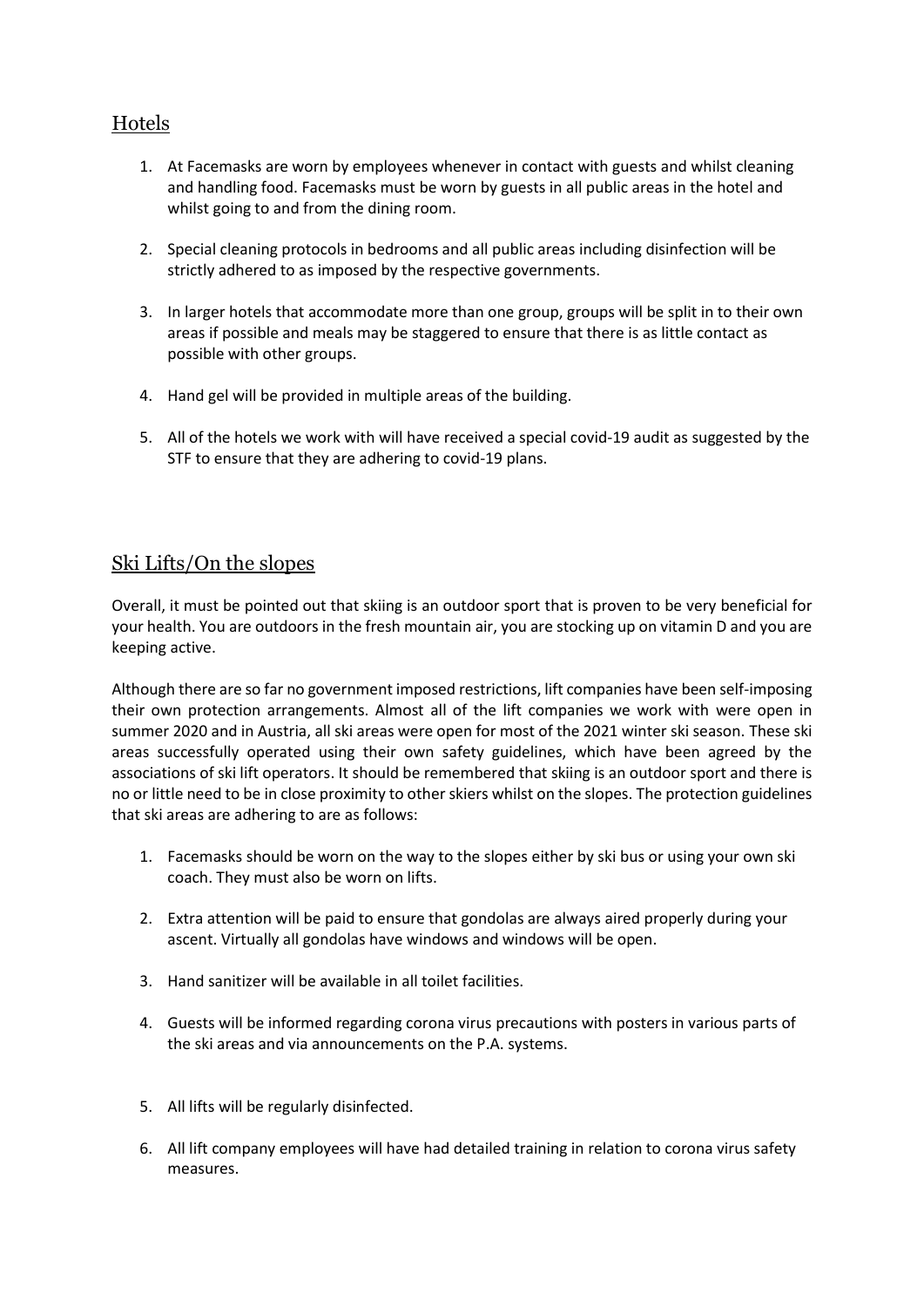## Hotels

1. At Facemasks are worn by employees whenever in contact with guests and whilst cleaning and handling food. Facemasks must be worn by guests in all public areas in the hotel and whilst going to and from the dining room.

2. Special cleaning protocols in bedrooms and all public areas including disinfection will be strictly adhered to as imposed by the respective governments.

3. In larger hotels that accommodate more than one group, groups will be split in to their own areas if possible and meals may be staggered to ensure that there is as little contact as possible with other groups.

4. Hand gel will be provided in multiple areas of the building.

5. All of the hotels we work with will have received a special covid-19 audit as suggested by the STF to ensure that they are adhering to covid-19 plans.

## Ski Lifts/On the slopes

Overall, it must be pointed out that skiing is an outdoor sport that is proven to be very beneficial for your health. You are outdoors in the fresh mountain air, you are stocking up on vitamin D and you are keeping active.

Although there are so far no government imposed restrictions, lift companies have been self-imposing their own protection arrangements. Almost all of the lift companies we work with were open in summer 2020 and in Austria, all ski areas were open for most of the 2021 winter ski season. These ski areas successfully operated using their own safety guidelines, which have been agreed by the associations of ski lift operators. It should be remembered that skiing is an outdoor sport and there is no or little need to be in close proximity to other skiers whilst on the slopes. The protection guidelines that ski areas are adhering to are as follows:

1. Facemasks should be worn on the way to the slopes either by ski bus or using your own ski coach. They must also be worn on lifts.

2. Extra attention will be paid to ensure that gondolas are always aired properly during your ascent. Virtually all gondolas have windows and windows will be open.

3. Hand sanitizer will be available in all toilet facilities.

4. Guests will be informed regarding corona virus precautions with posters in various parts of the ski areas and via announcements on the P.A. systems.

5. All lifts will be regularly disinfected.

6. All lift company employees will have had detailed training in relation to corona virus safety measures.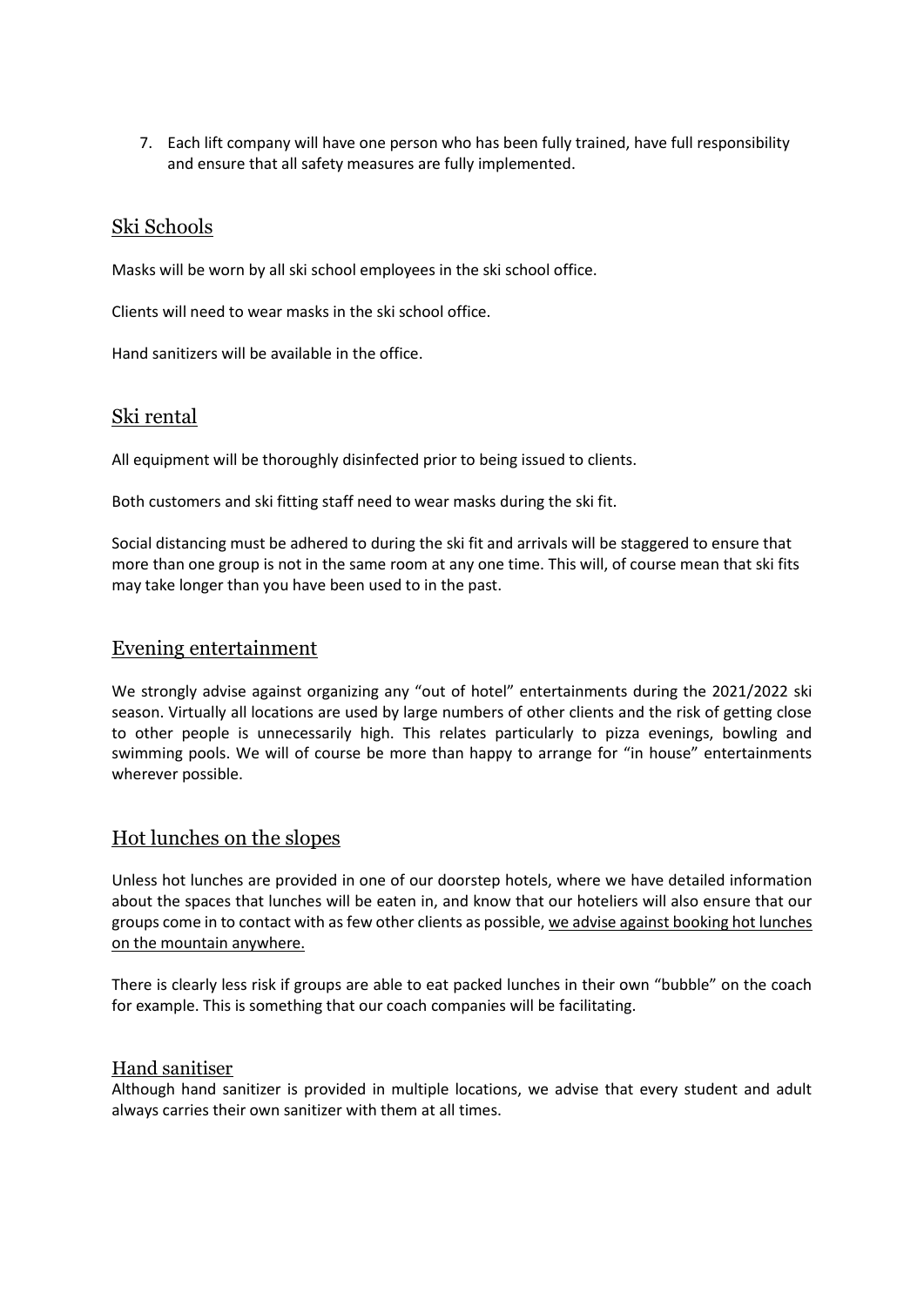7. Each lift company will have one person who has been fully trained, have full responsibility and ensure that all safety measures are fully implemented.

## Ski Schools

Masks will be worn by all ski school employees in the ski school office.

Clients will need to wear masks in the ski school office.

Hand sanitizers will be available in the office.

## Ski rental

All equipment will be thoroughly disinfected prior to being issued to clients.

Both customers and ski fitting staff need to wear masks during the ski fit.

Social distancing must be adhered to during the ski fit and arrivals will be staggered to ensure that more than one group is not in the same room at any one time. This will, of course mean that ski fits may take longer than you have been used to in the past.

## Evening entertainment

We strongly advise against organizing any "out of hotel" entertainments during the 2021/2022 ski season. Virtually all locations are used by large numbers of other clients and the risk of getting close to other people is unnecessarily high. This relates particularly to pizza evenings, bowling and swimming pools. We will of course be more than happy to arrange for "in house" entertainments wherever possible.

## Hot lunches on the slopes

Unless hot lunches are provided in one of our doorstep hotels, where we have detailed information about the spaces that lunches will be eaten in, and know that our hoteliers will also ensure that our groups come in to contact with as few other clients as possible, <u>we advise against booking hot lunches on the mountain anywhere.</u>

There is clearly less risk if groups are able to eat packed lunches in their own "bubble" on the coach for example. This is something that our coach companies will be facilitating.

## Hand sanitiser

Although hand sanitizer is provided in multiple locations, we advise that every student and adult always carries their own sanitizer with them at all times.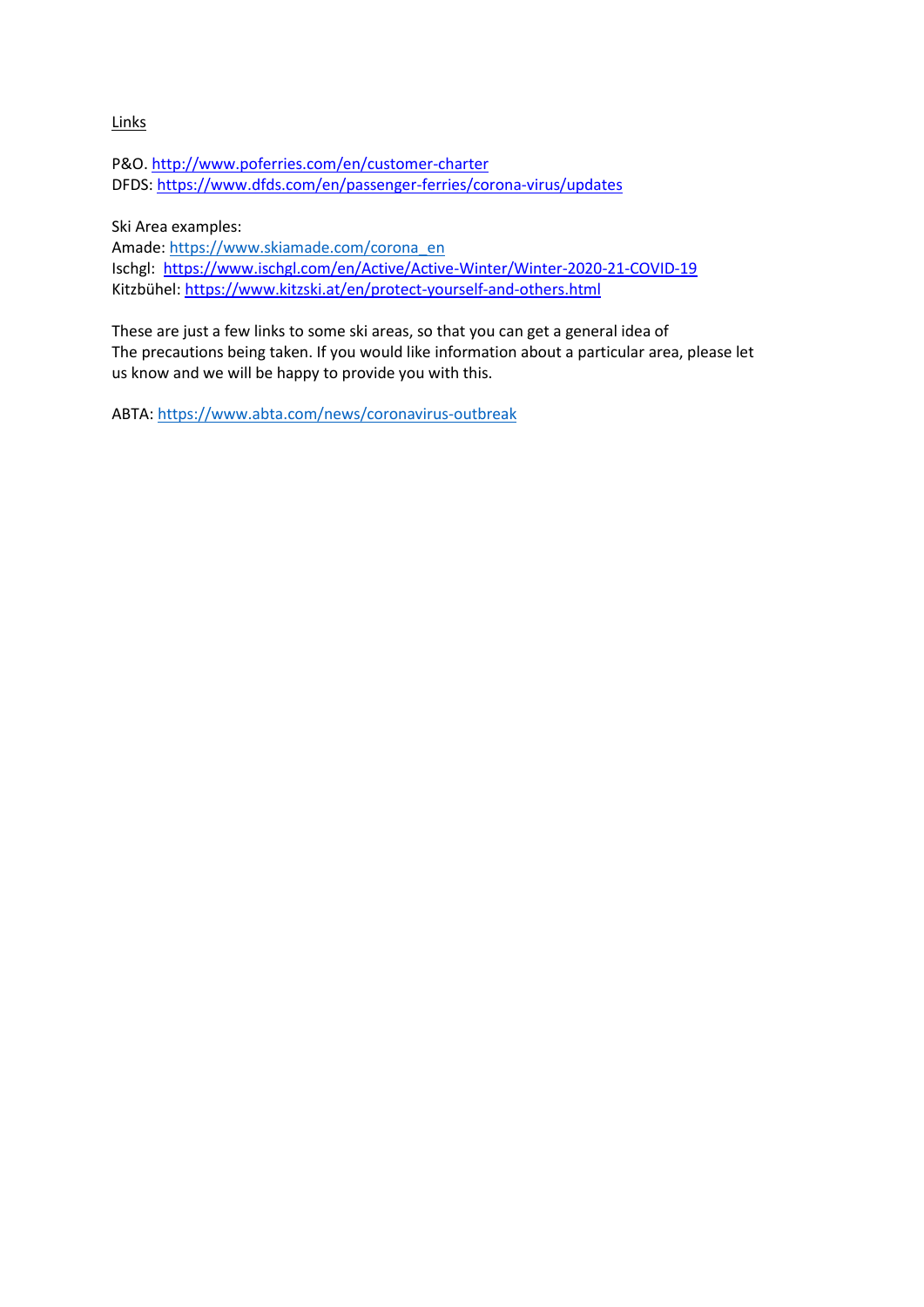Links

P&O. http://www.poferries.com/en/customer-charter
DFDS: https://www.dfds.com/en/passenger-ferries/corona-virus/updates

Ski Area examples:
Amade: https://www.skiamade.com/corona_en
Ischgl: https://www.ischgl.com/en/Active/Active-Winter/Winter-2020-21-COVID-19
Kitzbühel: https://www.kitzski.at/en/protect-yourself-and-others.html

These are just a few links to some ski areas, so that you can get a general idea of
The precautions being taken. If you would like information about a particular area, please let
us know and we will be happy to provide you with this.

ABTA: https://www.abta.com/news/coronavirus-outbreak